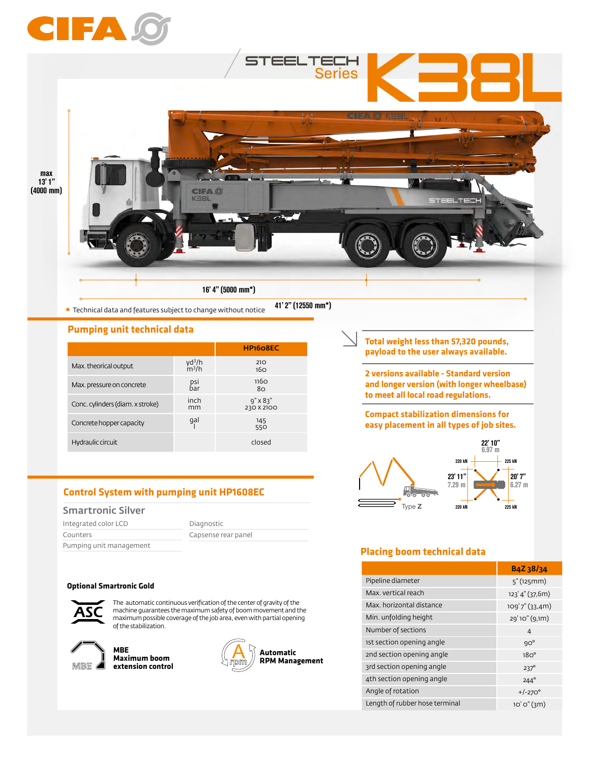# CIFA

## STEELTECH Series K38L

max 13' 1" (4000 mm)

16' 4" (5000 mm*)

41' 2" (12550 mm*)

* Technical data and features subject to change without notice

## Pumping unit technical data

| | | HP1608EC |
|---|---|---|
| Max. theorical output | $yd^3/h$<br>$m^3/h$ | 210<br>160 |
| Max. pressure on concrete | psi<br>bar | 1160<br>80 |
| Conc. cylinders (diam. x stroke) | inch<br>mm | 9" x 83"<br>230 x 2100 |
| Concrete hopper capacity | gal<br>l | 145<br>550 |
| Hydraulic circuit | | closed |

**Total weight less than 57,320 pounds, payload to the user always available.**

**2 versions available - Standard version and longer version (with longer wheelbase) to meet all local road regulations.**

**Compact stabilization dimensions for easy placement in all types of job sites.**

Type Z

22' 10" 6.97 m

23' 11" 7.29 m

20' 7" 6.27 m

220 kN, 225 kN, 220 kN, 225 kN

## Control System with pumping unit HP1608EC

### Smartronic Silver

| | |
|---|---|
| Integrated color LCD | Diagnostic |
| Counters | Capsense rear panel |
| Pumping unit management | |

### Optional Smartronic Gold

**ASC** The automatic continuous verification of the center of gravity of the machine guarantees the maximum safety of boom movement and the maximum possible coverage of the job area, even with partial opening of the stabilization.

**MBE Maximum boom extension control**

**Automatic RPM Management**

## Placing boom technical data

| | B4Z 38/34 |
|---|---|
| Pipeline diameter | 5" (125mm) |
| Max. vertical reach | 123' 4" (37,6m) |
| Max. horizontal distance | 109' 7" (33,4m) |
| Min. unfolding height | 29' 10" (9,1m) |
| Number of sections | 4 |
| 1st section opening angle | 90° |
| 2nd section opening angle | 180° |
| 3rd section opening angle | 237° |
| 4th section opening angle | 244° |
| Angle of rotation | +/-270° |
| Length of rubber hose terminal | 10' 0" (3m) |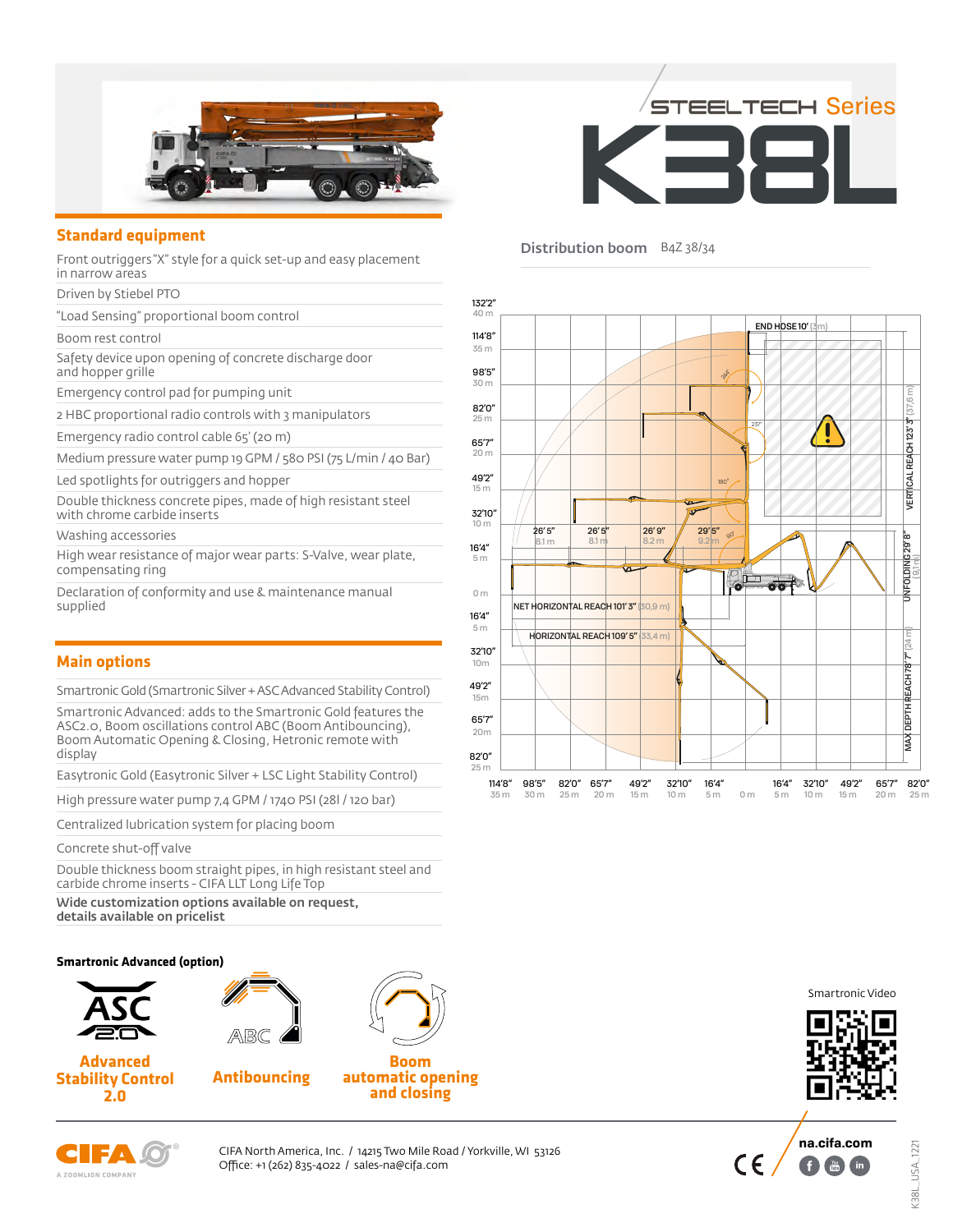# STEELTECH Series K38L

## Standard equipment

- Front outriggers "X" style for a quick set-up and easy placement in narrow areas
- Driven by Stiebel PTO
- "Load Sensing" proportional boom control
- Boom rest control
- Safety device upon opening of concrete discharge door and hopper grille
- Emergency control pad for pumping unit
- 2 HBC proportional radio controls with 3 manipulators
- Emergency radio control cable 65' (20 m)
- Medium pressure water pump 19 GPM / 580 PSI (75 L/min / 40 Bar)
- Led spotlights for outriggers and hopper
- Double thickness concrete pipes, made of high resistant steel with chrome carbide inserts
- Washing accessories
- High wear resistance of major wear parts: S-Valve, wear plate, compensating ring
- Declaration of conformity and use & maintenance manual supplied

## Main options

- Smartronic Gold (Smartronic Silver + ASC Advanced Stability Control)
- Smartronic Advanced: adds to the Smartronic Gold features the ASC2.0, Boom oscillations control ABC (Boom Antibouncing), Boom Automatic Opening & Closing, Hetronic remote with display
- Easytronic Gold (Easytronic Silver + LSC Light Stability Control)
- High pressure water pump 7,4 GPM / 1740 PSI (28l / 120 bar)
- Centralized lubrication system for placing boom
- Concrete shut-off valve
- Double thickness boom straight pipes, in high resistant steel and carbide chrome inserts - CIFA LLT Long Life Top

**Wide customization options available on request, details available on pricelist**

## Distribution boom B4Z 38/34

132'2" 40 m
114'8" 35 m
98'5" 30 m
82'0" 25 m
65'7" 20 m
49'2" 15 m
32'10" 10 m
16'4" 5 m
0 m
16'4" 5 m
32'10" 10m
49'2" 15m
65'7" 20m
82'0" 25 m

114'8" 35 m | 98'5" 30 m | 82'0" 25 m | 65'7" 20 m | 49'2" 15 m | 32'10" 10 m | 16'4" 5 m | 0 m | 16'4" 5 m | 32'10" 10 m | 49'2" 15 m | 65'7" 20 m | 82'0" 25 m

END HOSE 10' (3m)
26' 5" 8.1 m
26' 5" 8.1 m
26' 9" 8.2 m
29' 5" 9.2 m
244°
237°
180°
90°
NET HORIZONTAL REACH 101' 3" (30,9 m)
HORIZONTAL REACH 109' 5" (33,4 m)
VERTICAL REACH 123' 3" (37,6 m)
UNFOLDING 29' 8" (9,1 m)
MAX DEPTH REACH 78' 7" (24 m)

## Smartronic Advanced (option)

**Advanced Stability Control 2.0**

**Antibouncing**

**Boom automatic opening and closing**

Smartronic Video

CIFA North America, Inc. / 14215 Two Mile Road / Yorkville, WI 53126
Office: +1 (262) 835-4022 / sales-na@cifa.com

na.cifa.com

K38L_USA_1221